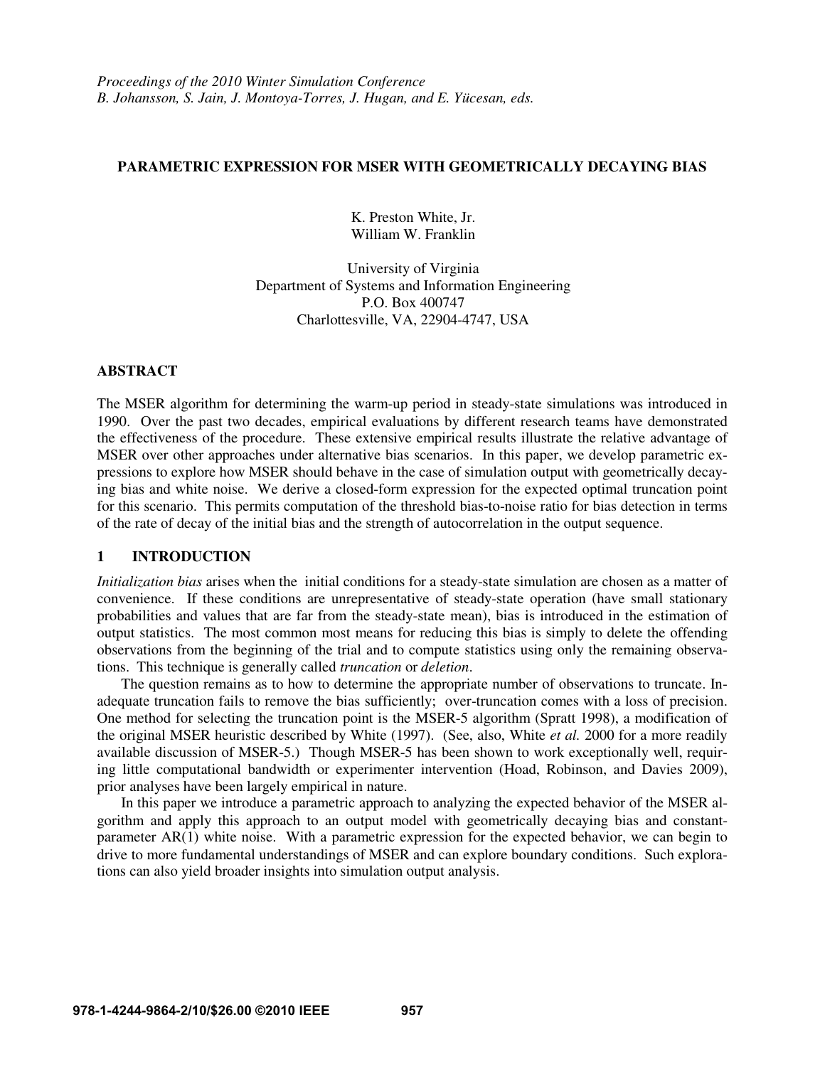*Proceedings of the 2010 Winter Simulation Conference*
*B. Johansson, S. Jain, J. Montoya-Torres, J. Hugan, and E. Yücesan, eds.*

# PARAMETRIC EXPRESSION FOR MSER WITH GEOMETRICALLY DECAYING BIAS

K. Preston White, Jr.
William W. Franklin

University of Virginia
Department of Systems and Information Engineering
P.O. Box 400747
Charlottesville, VA, 22904-4747, USA

## ABSTRACT

The MSER algorithm for determining the warm-up period in steady-state simulations was introduced in 1990. Over the past two decades, empirical evaluations by different research teams have demonstrated the effectiveness of the procedure. These extensive empirical results illustrate the relative advantage of MSER over other approaches under alternative bias scenarios. In this paper, we develop parametric expressions to explore how MSER should behave in the case of simulation output with geometrically decaying bias and white noise. We derive a closed-form expression for the expected optimal truncation point for this scenario. This permits computation of the threshold bias-to-noise ratio for bias detection in terms of the rate of decay of the initial bias and the strength of autocorrelation in the output sequence.

## 1 INTRODUCTION

*Initialization bias* arises when the initial conditions for a steady-state simulation are chosen as a matter of convenience. If these conditions are unrepresentative of steady-state operation (have small stationary probabilities and values that are far from the steady-state mean), bias is introduced in the estimation of output statistics. The most common most means for reducing this bias is simply to delete the offending observations from the beginning of the trial and to compute statistics using only the remaining observations. This technique is generally called *truncation* or *deletion*.

The question remains as to how to determine the appropriate number of observations to truncate. Inadequate truncation fails to remove the bias sufficiently; over-truncation comes with a loss of precision. One method for selecting the truncation point is the MSER-5 algorithm (Spratt 1998), a modification of the original MSER heuristic described by White (1997). (See, also, White *et al.* 2000 for a more readily available discussion of MSER-5.) Though MSER-5 has been shown to work exceptionally well, requiring little computational bandwidth or experimenter intervention (Hoad, Robinson, and Davies 2009), prior analyses have been largely empirical in nature.

In this paper we introduce a parametric approach to analyzing the expected behavior of the MSER algorithm and apply this approach to an output model with geometrically decaying bias and constant-parameter AR(1) white noise. With a parametric expression for the expected behavior, we can begin to drive to more fundamental understandings of MSER and can explore boundary conditions. Such explorations can also yield broader insights into simulation output analysis.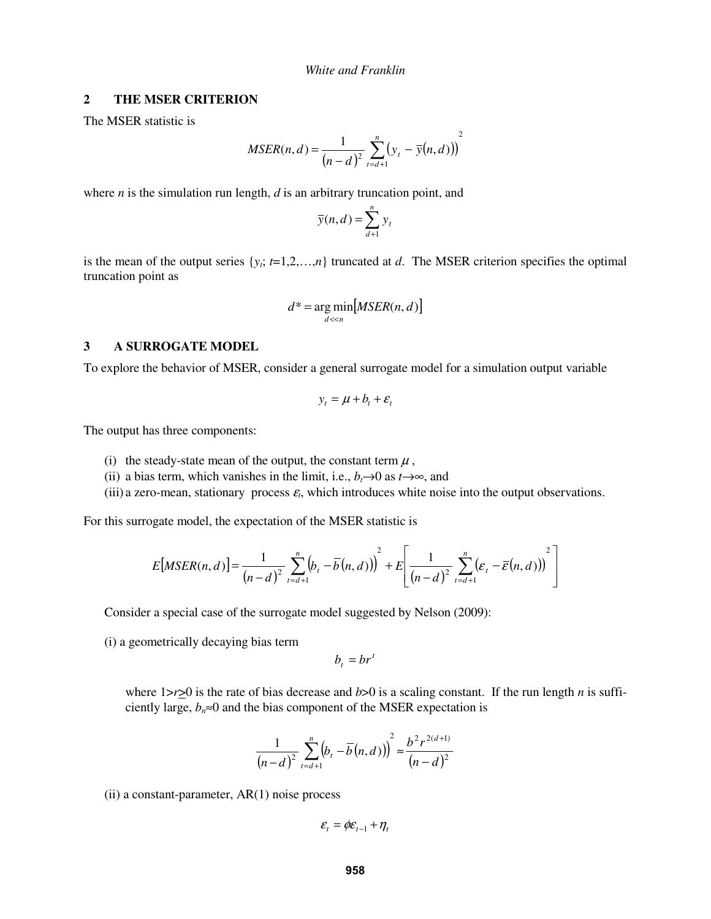## 2 THE MSER CRITERION

The MSER statistic is

$$MSER(n,d) = \frac{1}{(n-d)^2} \sum_{t=d+1}^{n} \left(y_t - \bar{y}(n,d)\right)^2$$

where *n* is the simulation run length, *d* is an arbitrary truncation point, and

$$\bar{y}(n,d) = \sum_{d+1}^{n} y_t$$

is the mean of the output series $\{y_t;\ t=1,2,\ldots,n\}$ truncated at *d*. The MSER criterion specifies the optimal truncation point as

$$d^* = \underset{d \ll n}{\arg\min}\left[MSER(n,d)\right]$$

## 3 A SURROGATE MODEL

To explore the behavior of MSER, consider a general surrogate model for a simulation output variable

$$y_t = \mu + b_t + \varepsilon_t$$

The output has three components:

(i) the steady-state mean of the output, the constant term $\mu$,
(ii) a bias term, which vanishes in the limit, i.e., $b_t \to 0$ as $t \to \infty$, and
(iii) a zero-mean, stationary process $\varepsilon_t$, which introduces white noise into the output observations.

For this surrogate model, the expectation of the MSER statistic is

$$E\left[MSER(n,d)\right] = \frac{1}{(n-d)^2} \sum_{t=d+1}^{n} \left(b_t - \bar{b}(n,d)\right)^2 + E\left[\frac{1}{(n-d)^2} \sum_{t=d+1}^{n} \left(\varepsilon_t - \bar{\varepsilon}(n,d)\right)^2\right]$$

Consider a special case of the surrogate model suggested by Nelson (2009):

(i) a geometrically decaying bias term

$$b_t = br^t$$

where $1 > r \geq 0$ is the rate of bias decrease and $b > 0$ is a scaling constant. If the run length *n* is sufficiently large, $b_n \approx 0$ and the bias component of the MSER expectation is

$$\frac{1}{(n-d)^2} \sum_{t=d+1}^{n} \left(b_t - \bar{b}(n,d)\right)^2 \approx \frac{b^2 r^{2(d+1)}}{(n-d)^2}$$

(ii) a constant-parameter, AR(1) noise process

$$\varepsilon_t = \phi \varepsilon_{t-1} + \eta_t$$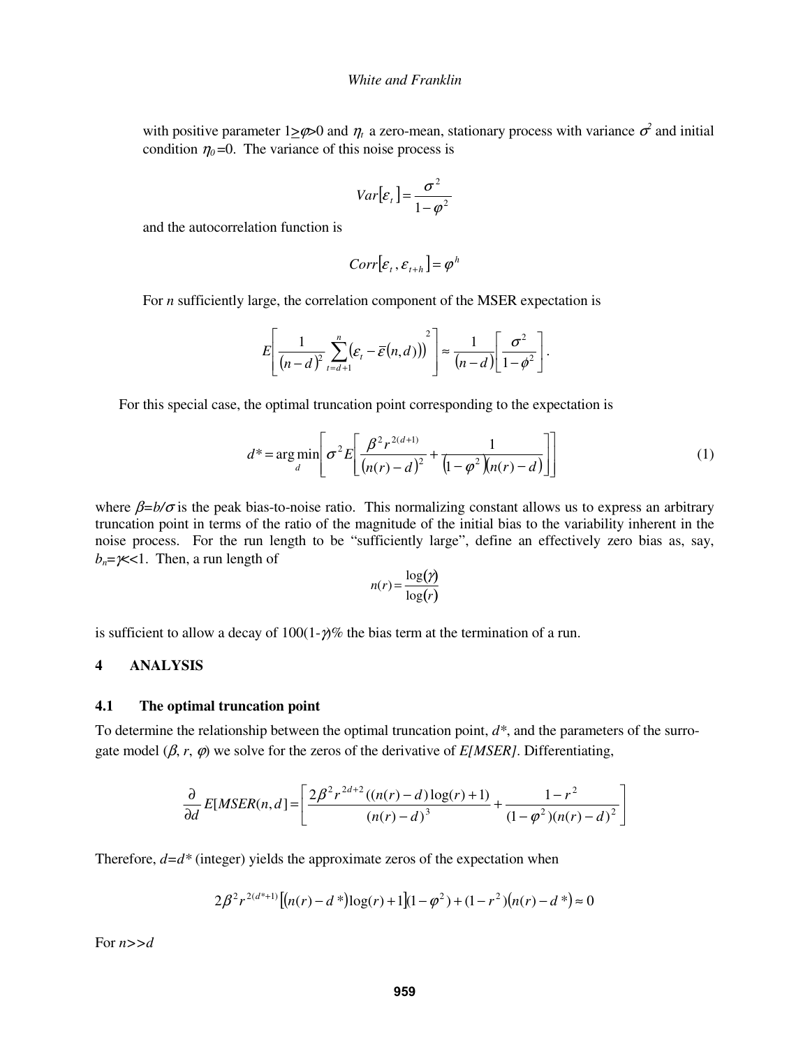with positive parameter $1 \geq \varphi > 0$ and $\eta_t$ a zero-mean, stationary process with variance $\sigma^2$ and initial condition $\eta_0 = 0$. The variance of this noise process is

$$Var[\varepsilon_t] = \frac{\sigma^2}{1-\varphi^2}$$

and the autocorrelation function is

$$Corr[\varepsilon_t, \varepsilon_{t+h}] = \varphi^h$$

For $n$ sufficiently large, the correlation component of the MSER expectation is

$$E\left[\frac{1}{(n-d)^2}\sum_{t=d+1}^{n}\left(\varepsilon_t - \bar{\varepsilon}(n,d)\right)^2\right] \approx \frac{1}{(n-d)}\left[\frac{\sigma^2}{1-\phi^2}\right].$$

For this special case, the optimal truncation point corresponding to the expectation is

$$d^* = \arg\min_d \left[\sigma^2 E\left[\frac{\beta^2 r^{2(d+1)}}{(n(r)-d)^2} + \frac{1}{(1-\varphi^2)(n(r)-d)}\right]\right] \tag{1}$$

where $\beta = b/\sigma$ is the peak bias-to-noise ratio. This normalizing constant allows us to express an arbitrary truncation point in terms of the ratio of the magnitude of the initial bias to the variability inherent in the noise process. For the run length to be "sufficiently large", define an effectively zero bias as, say, $b_n = \gamma << 1$. Then, a run length of

$$n(r) = \frac{\log(\gamma)}{\log(r)}$$

is sufficient to allow a decay of $100(1-\gamma)\%$ the bias term at the termination of a run.

## 4 ANALYSIS

### 4.1 The optimal truncation point

To determine the relationship between the optimal truncation point, $d^*$, and the parameters of the surrogate model ($\beta$, $r$, $\varphi$) we solve for the zeros of the derivative of $E[MSER]$. Differentiating,

$$\frac{\partial}{\partial d}E[MSER(n,d] = \left[\frac{2\beta^2 r^{2d+2}((n(r)-d)\log(r)+1)}{(n(r)-d)^3} + \frac{1-r^2}{(1-\varphi^2)(n(r)-d)^2}\right]$$

Therefore, $d = d^*$ (integer) yields the approximate zeros of the expectation when

$$2\beta^2 r^{2(d^*+1)}\left[(n(r)-d^*)\log(r)+1\right](1-\varphi^2) + (1-r^2)(n(r)-d^*) \approx 0$$

For $n >> d$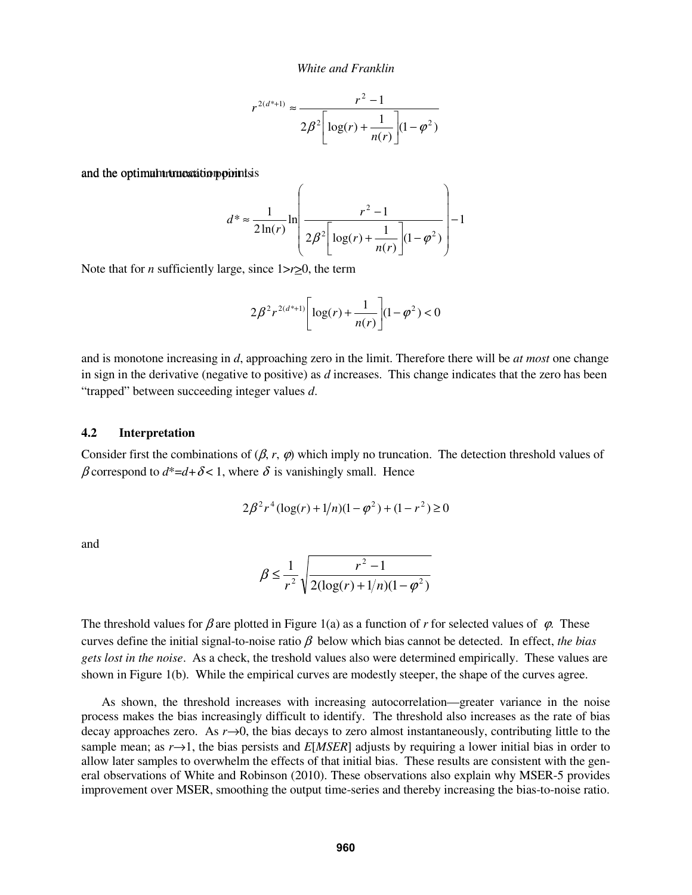$$r^{2(d^*+1)} \approx \frac{r^2 - 1}{2\beta^2 \left[ \log(r) + \frac{1}{n(r)} \right] (1 - \varphi^2)}$$

and the optimal truncation point is

$$d^* \approx \frac{1}{2\ln(r)} \ln \left( \frac{r^2 - 1}{2\beta^2 \left[ \log(r) + \frac{1}{n(r)} \right] (1 - \varphi^2)} \right) - 1$$

Note that for *n* sufficiently large, since $1 > r \geq 0$, the term

$$2\beta^2 r^{2(d^*+1)} \left[ \log(r) + \frac{1}{n(r)} \right] (1 - \varphi^2) < 0$$

and is monotone increasing in *d*, approaching zero in the limit. Therefore there will be *at most* one change in sign in the derivative (negative to positive) as *d* increases. This change indicates that the zero has been "trapped" between succeeding integer values *d*.

### 4.2 Interpretation

Consider first the combinations of $(\beta, r, \varphi)$ which imply no truncation. The detection threshold values of $\beta$ correspond to $d^* = d + \delta < 1$, where $\delta$ is vanishingly small. Hence

$$2\beta^2 r^4 (\log(r) + 1/n)(1 - \varphi^2) + (1 - r^2) \geq 0$$

and

$$\beta \leq \frac{1}{r^2} \sqrt{\frac{r^2 - 1}{2(\log(r) + 1/n)(1 - \varphi^2)}}$$

The threshold values for $\beta$ are plotted in Figure 1(a) as a function of *r* for selected values of $\varphi$. These curves define the initial signal-to-noise ratio $\beta$ below which bias cannot be detected. In effect, *the bias gets lost in the noise*. As a check, the treshold values also were determined empirically. These values are shown in Figure 1(b). While the empirical curves are modestly steeper, the shape of the curves agree.

As shown, the threshold increases with increasing autocorrelation—greater variance in the noise process makes the bias increasingly difficult to identify. The threshold also increases as the rate of bias decay approaches zero. As $r \rightarrow 0$, the bias decays to zero almost instantaneously, contributing little to the sample mean; as $r \rightarrow 1$, the bias persists and *E*[*MSER*] adjusts by requiring a lower initial bias in order to allow later samples to overwhelm the effects of that initial bias. These results are consistent with the general observations of White and Robinson (2010). These observations also explain why MSER-5 provides improvement over MSER, smoothing the output time-series and thereby increasing the bias-to-noise ratio.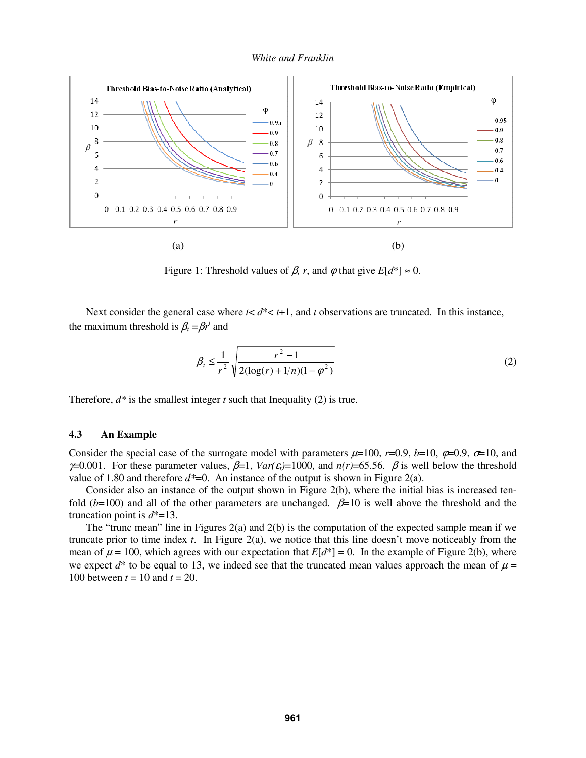Threshold Bias-to-Noise Ratio (Analytical)

14
12
10
8
6
4
2
0

$\beta$

0 0.1 0.2 0.3 0.4 0.5 0.6 0.7 0.8 0.9

$r$

$\varphi$
0.95
0.9
0.8
0.7
0.6
0.4
0

(a)

Threshold Bias-to-Noise Ratio (Empirical)

14
12
10
8
6
4
2
0

$\beta$

0 0.1 0.2 0.3 0.4 0.5 0.6 0.7 0.8 0.9

$r$

$\varphi$
0.95
0.9
0.8
0.7
0.6
0.4
0

(b)

Figure 1: Threshold values of $\beta$, $r$, and $\varphi$ that give $E[d^*] \approx 0$.

Next consider the general case where $t \leq d^* < t+1$, and $t$ observations are truncated. In this instance, the maximum threshold is $\beta_t = \beta r^t$ and

$$\beta_t \leq \frac{1}{r^2}\sqrt{\frac{r^2 - 1}{2(\log(r) + 1/n)(1-\varphi^2)}} \tag{2}$$

Therefore, $d^*$ is the smallest integer $t$ such that Inequality (2) is true.

### 4.3 An Example

Consider the special case of the surrogate model with parameters $\mu$=100, $r$=0.9, $b$=10, $\varphi$=0.9, $\sigma$=10, and $\gamma$=0.001. For these parameter values, $\beta$=1, $Var(\varepsilon_t)$=1000, and $n(r)$=65.56. $\beta$ is well below the threshold value of 1.80 and therefore $d^*$=0. An instance of the output is shown in Figure 2(a).

Consider also an instance of the output shown in Figure 2(b), where the initial bias is increased ten-fold ($b$=100) and all of the other parameters are unchanged. $\beta$=10 is well above the threshold and the truncation point is $d^*$=13.

The "trunc mean" line in Figures 2(a) and 2(b) is the computation of the expected sample mean if we truncate prior to time index $t$. In Figure 2(a), we notice that this line doesn't move noticeably from the mean of $\mu$ = 100, which agrees with our expectation that $E[d^*]$ = 0. In the example of Figure 2(b), where we expect $d^*$ to be equal to 13, we indeed see that the truncated mean values approach the mean of $\mu$ = 100 between $t$ = 10 and $t$ = 20.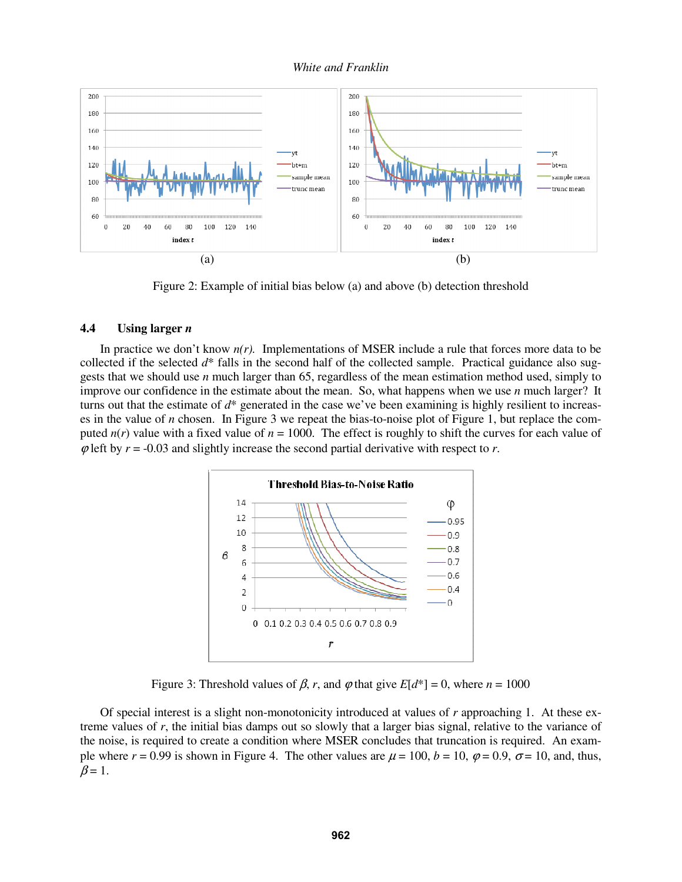200
180
160
140
120
100
80
60
0 20 40 60 80 100 120 140
index $t$
yt
bt+m
sample mean
trunc mean

(a)

200
180
160
140
120
100
80
60
0 20 40 60 80 100 120 140
index $t$
yt
bt+m
sample mean
trunc mean

(b)

Figure 2: Example of initial bias below (a) and above (b) detection threshold

### 4.4 Using larger *n*

In practice we don't know $n(r)$. Implementations of MSER include a rule that forces more data to be collected if the selected $d^*$ falls in the second half of the collected sample. Practical guidance also suggests that we should use $n$ much larger than 65, regardless of the mean estimation method used, simply to improve our confidence in the estimate about the mean. So, what happens when we use $n$ much larger? It turns out that the estimate of $d^*$ generated in the case we've been examining is highly resilient to increases in the value of $n$ chosen. In Figure 3 we repeat the bias-to-noise plot of Figure 1, but replace the computed $n(r)$ value with a fixed value of $n = 1000$. The effect is roughly to shift the curves for each value of $\varphi$ left by $r = -0.03$ and slightly increase the second partial derivative with respect to $r$.

Threshold Bias-to-Noise Ratio

$\beta$

14
12
10
8
6
4
2
0

0 0.1 0.2 0.3 0.4 0.5 0.6 0.7 0.8 0.9

$r$

$\varphi$
0.95
0.9
0.8
0.7
0.6
0.4
0

Figure 3: Threshold values of $\beta$, $r$, and $\varphi$ that give $E[d^*] = 0$, where $n = 1000$

Of special interest is a slight non-monotonicity introduced at values of $r$ approaching 1. At these extreme values of $r$, the initial bias damps out so slowly that a larger bias signal, relative to the variance of the noise, is required to create a condition where MSER concludes that truncation is required. An example where $r = 0.99$ is shown in Figure 4. The other values are $\mu = 100$, $b = 10$, $\varphi = 0.9$, $\sigma = 10$, and, thus, $\beta = 1$.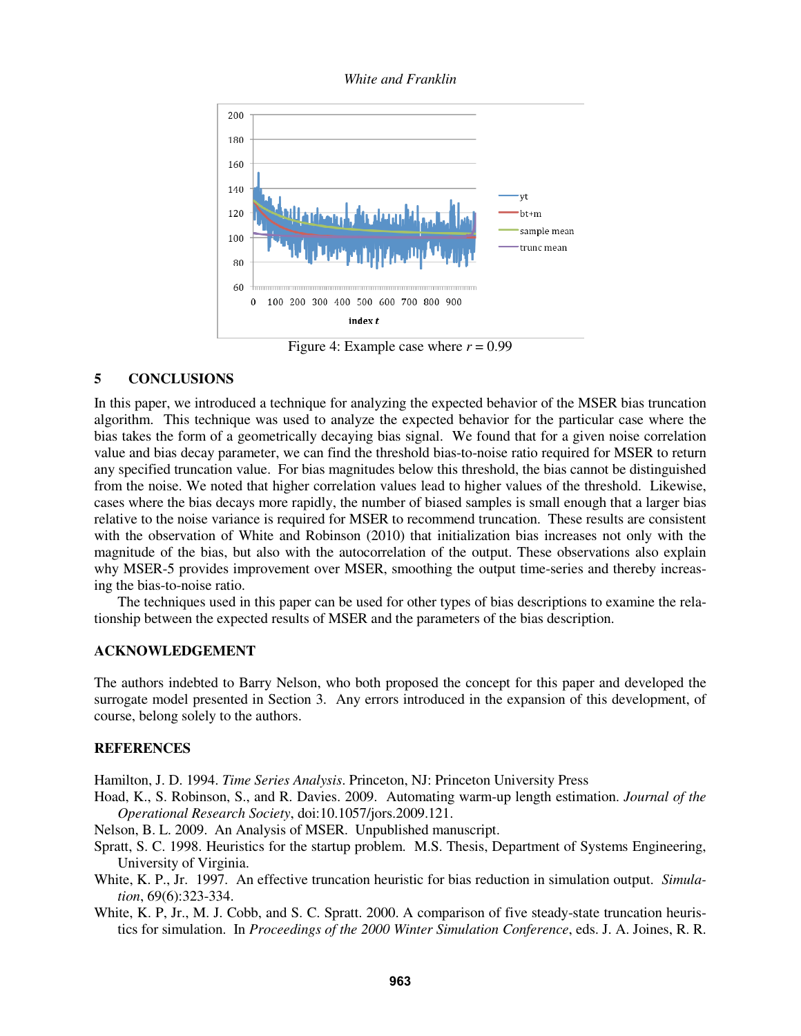Figure 4: Example case where $r = 0.99$

## 5 CONCLUSIONS

In this paper, we introduced a technique for analyzing the expected behavior of the MSER bias truncation algorithm. This technique was used to analyze the expected behavior for the particular case where the bias takes the form of a geometrically decaying bias signal. We found that for a given noise correlation value and bias decay parameter, we can find the threshold bias-to-noise ratio required for MSER to return any specified truncation value. For bias magnitudes below this threshold, the bias cannot be distinguished from the noise. We noted that higher correlation values lead to higher values of the threshold. Likewise, cases where the bias decays more rapidly, the number of biased samples is small enough that a larger bias relative to the noise variance is required for MSER to recommend truncation. These results are consistent with the observation of White and Robinson (2010) that initialization bias increases not only with the magnitude of the bias, but also with the autocorrelation of the output. These observations also explain why MSER-5 provides improvement over MSER, smoothing the output time-series and thereby increasing the bias-to-noise ratio.

The techniques used in this paper can be used for other types of bias descriptions to examine the relationship between the expected results of MSER and the parameters of the bias description.

## ACKNOWLEDGEMENT

The authors indebted to Barry Nelson, who both proposed the concept for this paper and developed the surrogate model presented in Section 3. Any errors introduced in the expansion of this development, of course, belong solely to the authors.

## REFERENCES

Hamilton, J. D. 1994. *Time Series Analysis*. Princeton, NJ: Princeton University Press

Hoad, K., S. Robinson, S., and R. Davies. 2009. Automating warm-up length estimation. *Journal of the Operational Research Society*, doi:10.1057/jors.2009.121.

Nelson, B. L. 2009. An Analysis of MSER. Unpublished manuscript.

Spratt, S. C. 1998. Heuristics for the startup problem. M.S. Thesis, Department of Systems Engineering, University of Virginia.

White, K. P., Jr. 1997. An effective truncation heuristic for bias reduction in simulation output. *Simulation*, 69(6):323-334.

White, K. P, Jr., M. J. Cobb, and S. C. Spratt. 2000. A comparison of five steady-state truncation heuristics for simulation. In *Proceedings of the 2000 Winter Simulation Conference*, eds. J. A. Joines, R. R.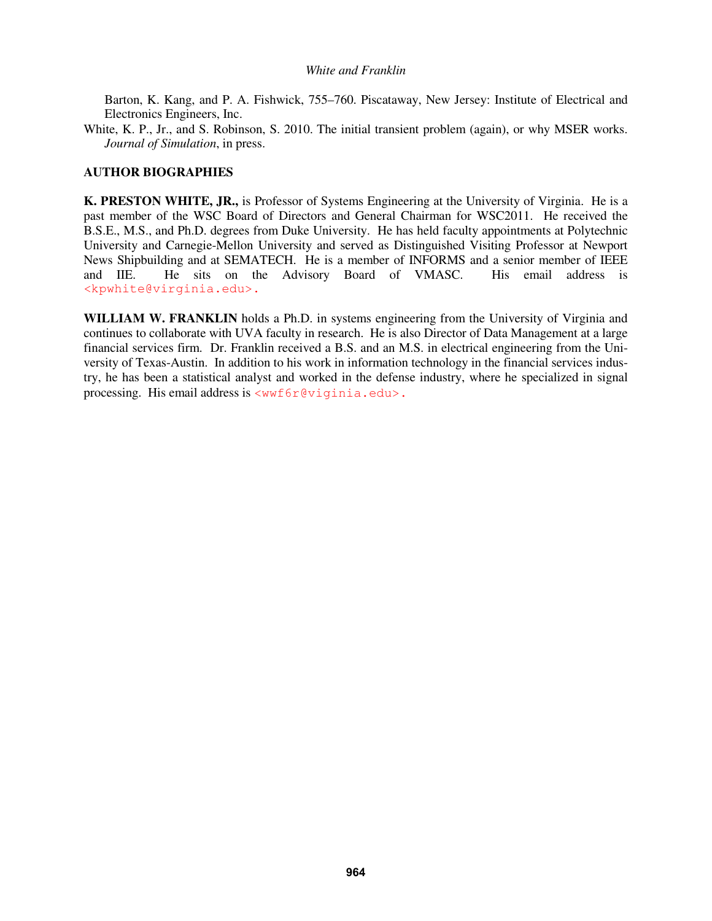Barton, K. Kang, and P. A. Fishwick, 755–760. Piscataway, New Jersey: Institute of Electrical and Electronics Engineers, Inc.

White, K. P., Jr., and S. Robinson, S. 2010. The initial transient problem (again), or why MSER works. *Journal of Simulation*, in press.

## AUTHOR BIOGRAPHIES

**K. PRESTON WHITE, JR.,** is Professor of Systems Engineering at the University of Virginia. He is a past member of the WSC Board of Directors and General Chairman for WSC2011. He received the B.S.E., M.S., and Ph.D. degrees from Duke University. He has held faculty appointments at Polytechnic University and Carnegie-Mellon University and served as Distinguished Visiting Professor at Newport News Shipbuilding and at SEMATECH. He is a member of INFORMS and a senior member of IEEE and IIE. He sits on the Advisory Board of VMASC. His email address is <kpwhite@virginia.edu>.

**WILLIAM W. FRANKLIN** holds a Ph.D. in systems engineering from the University of Virginia and continues to collaborate with UVA faculty in research. He is also Director of Data Management at a large financial services firm. Dr. Franklin received a B.S. and an M.S. in electrical engineering from the University of Texas-Austin. In addition to his work in information technology in the financial services industry, he has been a statistical analyst and worked in the defense industry, where he specialized in signal processing. His email address is <wwf6r@viginia.edu>.